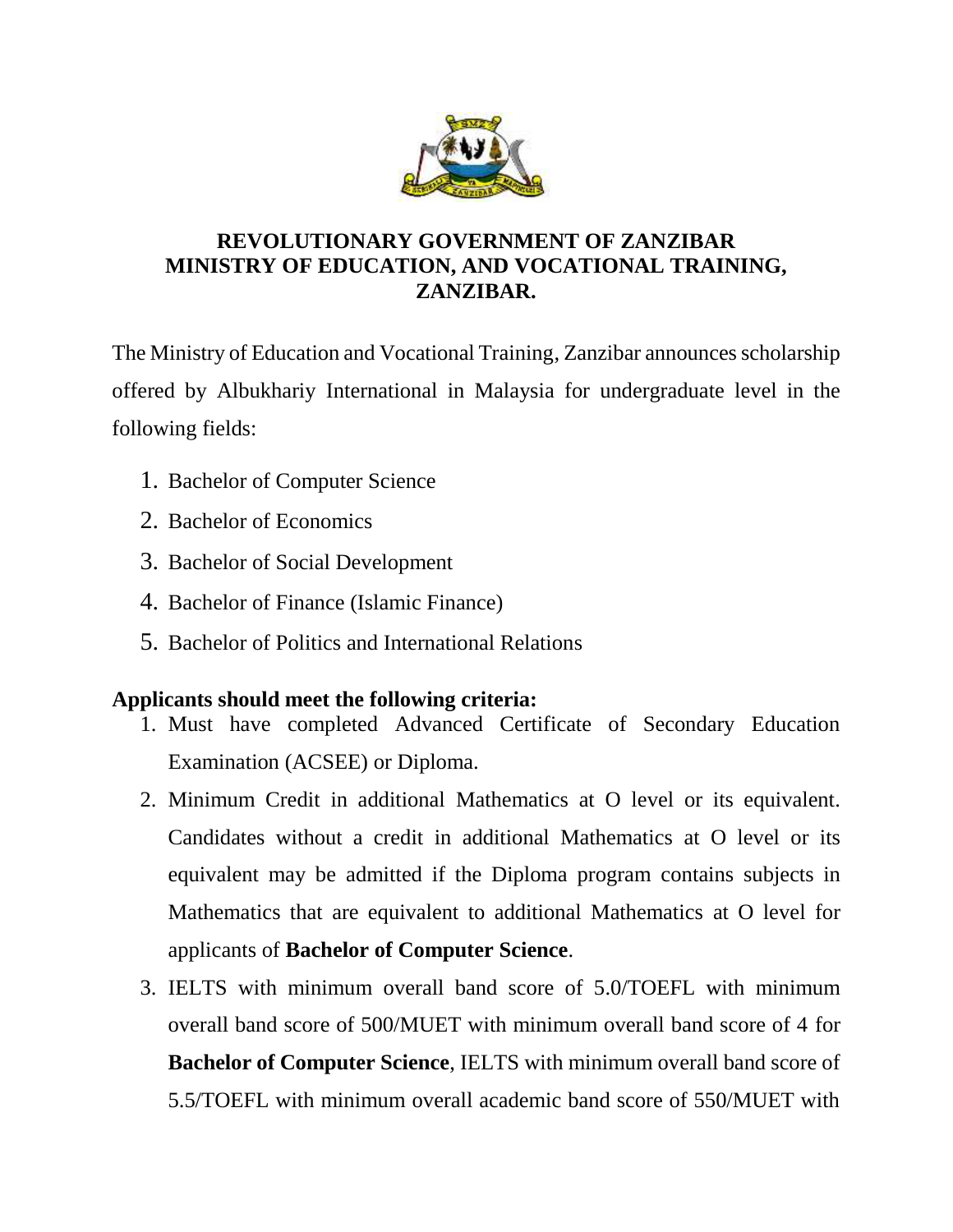**REVOLUTIONARY GOVERNMENT OF ZANZIBAR**
**MINISTRY OF EDUCATION, AND VOCATIONAL TRAINING, ZANZIBAR.**

The Ministry of Education and Vocational Training, Zanzibar announces scholarship offered by Albukhariy International in Malaysia for undergraduate level in the following fields:

1. Bachelor of Computer Science
2. Bachelor of Economics
3. Bachelor of Social Development
4. Bachelor of Finance (Islamic Finance)
5. Bachelor of Politics and International Relations

**Applicants should meet the following criteria:**

1. Must have completed Advanced Certificate of Secondary Education Examination (ACSEE) or Diploma.
2. Minimum Credit in additional Mathematics at O level or its equivalent. Candidates without a credit in additional Mathematics at O level or its equivalent may be admitted if the Diploma program contains subjects in Mathematics that are equivalent to additional Mathematics at O level for applicants of **Bachelor of Computer Science**.
3. IELTS with minimum overall band score of 5.0/TOEFL with minimum overall band score of 500/MUET with minimum overall band score of 4 for **Bachelor of Computer Science**, IELTS with minimum overall band score of 5.5/TOEFL with minimum overall academic band score of 550/MUET with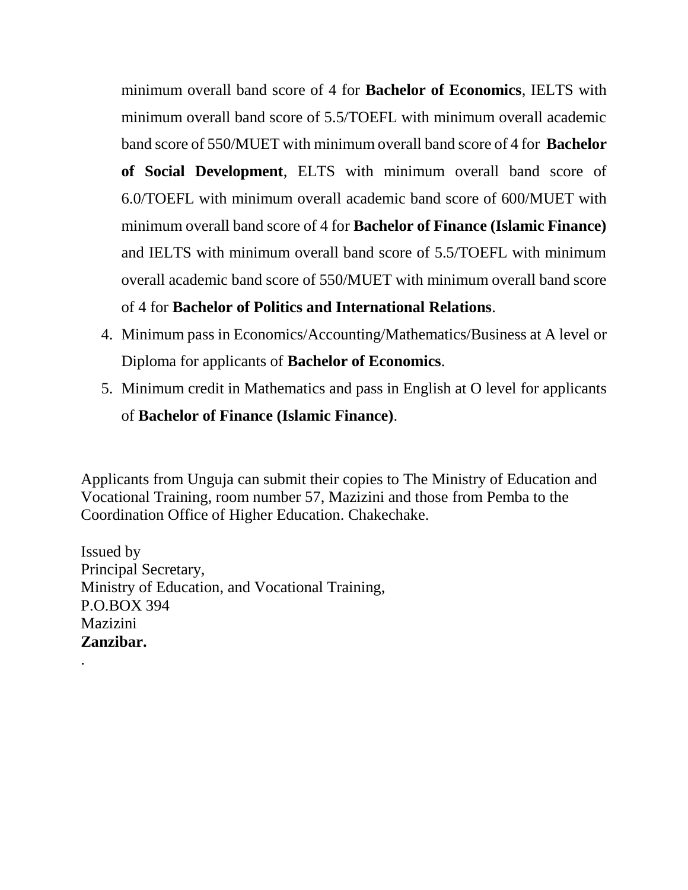minimum overall band score of 4 for **Bachelor of Economics**, IELTS with minimum overall band score of 5.5/TOEFL with minimum overall academic band score of 550/MUET with minimum overall band score of 4 for **Bachelor of Social Development**, ELTS with minimum overall band score of 6.0/TOEFL with minimum overall academic band score of 600/MUET with minimum overall band score of 4 for **Bachelor of Finance (Islamic Finance)** and IELTS with minimum overall band score of 5.5/TOEFL with minimum overall academic band score of 550/MUET with minimum overall band score of 4 for **Bachelor of Politics and International Relations**.

4. Minimum pass in Economics/Accounting/Mathematics/Business at A level or Diploma for applicants of **Bachelor of Economics**.
5. Minimum credit in Mathematics and pass in English at O level for applicants of **Bachelor of Finance (Islamic Finance)**.

Applicants from Unguja can submit their copies to The Ministry of Education and Vocational Training, room number 57, Mazizini and those from Pemba to the Coordination Office of Higher Education. Chakechake.

Issued by
Principal Secretary,
Ministry of Education, and Vocational Training,
P.O.BOX 394
Mazizini
**Zanzibar.**
.